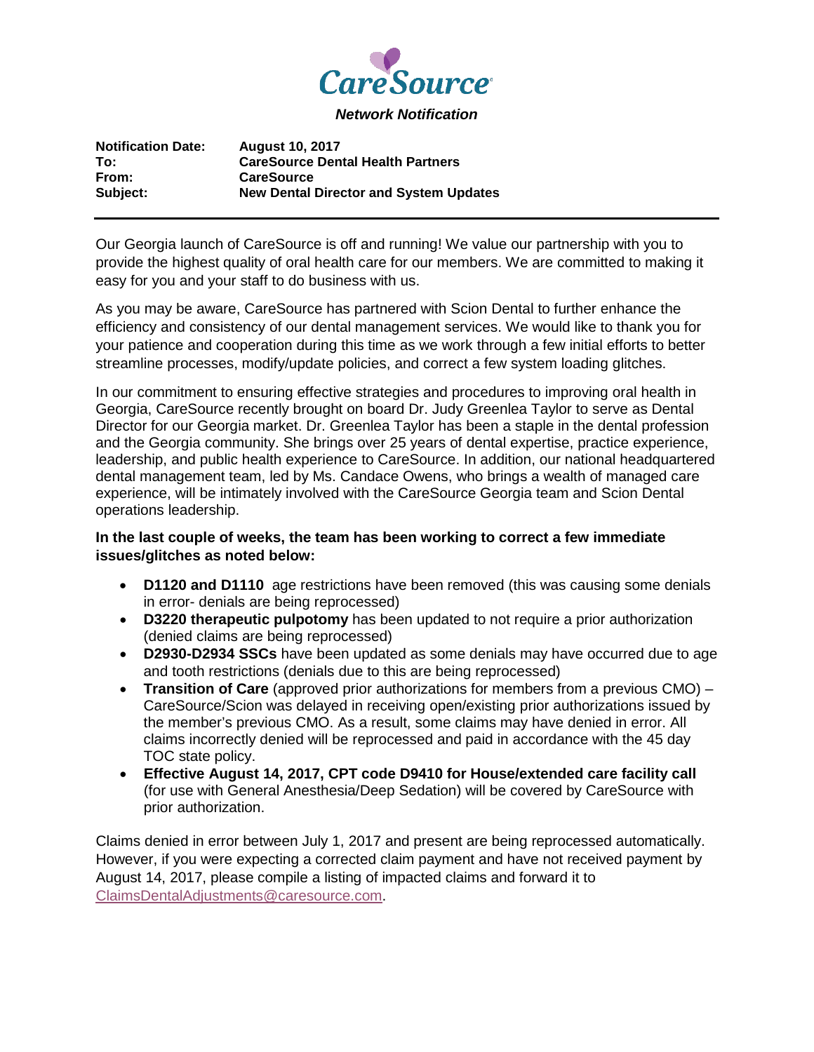CareSource

***Network Notification***

**Notification Date:** **August 10, 2017**
**To:** **CareSource Dental Health Partners**
**From:** **CareSource**
**Subject:** **New Dental Director and System Updates**

---

Our Georgia launch of CareSource is off and running! We value our partnership with you to provide the highest quality of oral health care for our members. We are committed to making it easy for you and your staff to do business with us.

As you may be aware, CareSource has partnered with Scion Dental to further enhance the efficiency and consistency of our dental management services. We would like to thank you for your patience and cooperation during this time as we work through a few initial efforts to better streamline processes, modify/update policies, and correct a few system loading glitches.

In our commitment to ensuring effective strategies and procedures to improving oral health in Georgia, CareSource recently brought on board Dr. Judy Greenlea Taylor to serve as Dental Director for our Georgia market. Dr. Greenlea Taylor has been a staple in the dental profession and the Georgia community. She brings over 25 years of dental expertise, practice experience, leadership, and public health experience to CareSource. In addition, our national headquartered dental management team, led by Ms. Candace Owens, who brings a wealth of managed care experience, will be intimately involved with the CareSource Georgia team and Scion Dental operations leadership.

**In the last couple of weeks, the team has been working to correct a few immediate issues/glitches as noted below:**

- **D1120 and D1110** age restrictions have been removed (this was causing some denials in error- denials are being reprocessed)
- **D3220 therapeutic pulpotomy** has been updated to not require a prior authorization (denied claims are being reprocessed)
- **D2930-D2934 SSCs** have been updated as some denials may have occurred due to age and tooth restrictions (denials due to this are being reprocessed)
- **Transition of Care** (approved prior authorizations for members from a previous CMO) – CareSource/Scion was delayed in receiving open/existing prior authorizations issued by the member's previous CMO. As a result, some claims may have denied in error. All claims incorrectly denied will be reprocessed and paid in accordance with the 45 day TOC state policy.
- **Effective August 14, 2017, CPT code D9410 for House/extended care facility call** (for use with General Anesthesia/Deep Sedation) will be covered by CareSource with prior authorization.

Claims denied in error between July 1, 2017 and present are being reprocessed automatically. However, if you were expecting a corrected claim payment and have not received payment by August 14, 2017, please compile a listing of impacted claims and forward it to ClaimsDentalAdjustments@caresource.com.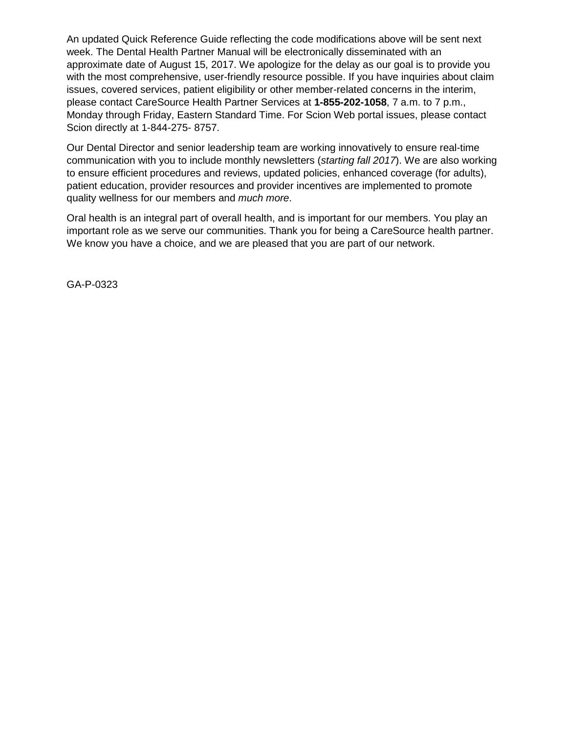An updated Quick Reference Guide reflecting the code modifications above will be sent next week. The Dental Health Partner Manual will be electronically disseminated with an approximate date of August 15, 2017. We apologize for the delay as our goal is to provide you with the most comprehensive, user-friendly resource possible. If you have inquiries about claim issues, covered services, patient eligibility or other member-related concerns in the interim, please contact CareSource Health Partner Services at **1-855-202-1058**, 7 a.m. to 7 p.m., Monday through Friday, Eastern Standard Time. For Scion Web portal issues, please contact Scion directly at 1-844-275- 8757.

Our Dental Director and senior leadership team are working innovatively to ensure real-time communication with you to include monthly newsletters (*starting fall 2017*). We are also working to ensure efficient procedures and reviews, updated policies, enhanced coverage (for adults), patient education, provider resources and provider incentives are implemented to promote quality wellness for our members and *much more*.

Oral health is an integral part of overall health, and is important for our members. You play an important role as we serve our communities. Thank you for being a CareSource health partner. We know you have a choice, and we are pleased that you are part of our network.

GA-P-0323